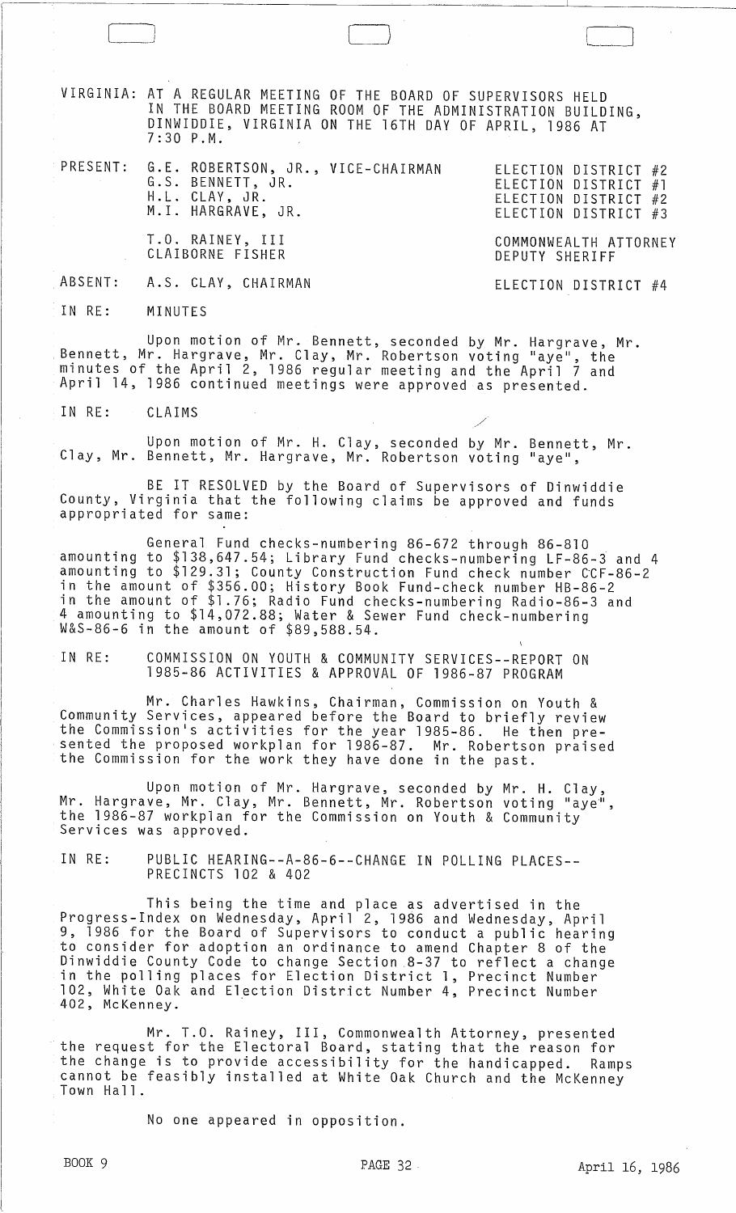VIRGINIA: AT A REGULAR MEETING OF THE BOARD OF SUPERVISORS HELD IN THE BOARD MEETING ROOM OF THE ADMINISTRATION BUILDING, DINWIDDIE, VIRGINIA ON THE 16TH DAY OF APRIL, 1986 AT 7:30 P.M.

| | | |
|---|---|---|
| PRESENT: | G.E. ROBERTSON, JR., VICE-CHAIRMAN | ELECTION DISTRICT #2 |
| | G.S. BENNETT, JR. | ELECTION DISTRICT #1 |
| | H.L. CLAY, JR. | ELECTION DISTRICT #2 |
| | M.I. HARGRAVE, JR. | ELECTION DISTRICT #3 |
| | T.O. RAINEY, III | COMMONWEALTH ATTORNEY |
| | CLAIBORNE FISHER | DEPUTY SHERIFF |
| ABSENT: | A.S. CLAY, CHAIRMAN | ELECTION DISTRICT #4 |

IN RE: MINUTES

Upon motion of Mr. Bennett, seconded by Mr. Hargrave, Mr. Bennett, Mr. Hargrave, Mr. Clay, Mr. Robertson voting "aye", the minutes of the April 2, 1986 regular meeting and the April 7 and April 14, 1986 continued meetings were approved as presented.

IN RE: CLAIMS

Upon motion of Mr. H. Clay, seconded by Mr. Bennett, Mr. Clay, Mr. Bennett, Mr. Hargrave, Mr. Robertson voting "aye",

BE IT RESOLVED by the Board of Supervisors of Dinwiddie County, Virginia that the following claims be approved and funds appropriated for same:

General Fund checks-numbering 86-672 through 86-810 amounting to $138,647.54; Library Fund checks-numbering LF-86-3 and 4 amounting to $129.31; County Construction Fund check number CCF-86-2 in the amount of $356.00; History Book Fund-check number HB-86-2 in the amount of $1.76; Radio Fund checks-numbering Radio-86-3 and 4 amounting to $14,072.88; Water & Sewer Fund check-numbering W&S-86-6 in the amount of $89,588.54.

IN RE: COMMISSION ON YOUTH & COMMUNITY SERVICES--REPORT ON 1985-86 ACTIVITIES & APPROVAL OF 1986-87 PROGRAM

Mr. Charles Hawkins, Chairman, Commission on Youth & Community Services, appeared before the Board to briefly review the Commission's activities for the year 1985-86. He then presented the proposed workplan for 1986-87. Mr. Robertson praised the Commission for the work they have done in the past.

Upon motion of Mr. Hargrave, seconded by Mr. H. Clay, Mr. Hargrave, Mr. Clay, Mr. Bennett, Mr. Robertson voting "aye", the 1986-87 workplan for the Commission on Youth & Community Services was approved.

IN RE: PUBLIC HEARING--A-86-6--CHANGE IN POLLING PLACES--PRECINCTS 102 & 402

This being the time and place as advertised in the Progress-Index on Wednesday, April 2, 1986 and Wednesday, April 9, 1986 for the Board of Supervisors to conduct a public hearing to consider for adoption an ordinance to amend Chapter 8 of the Dinwiddie County Code to change Section 8-37 to reflect a change in the polling places for Election District 1, Precinct Number 102, White Oak and Election District Number 4, Precinct Number 402, McKenney.

Mr. T.O. Rainey, III, Commonwealth Attorney, presented the request for the Electoral Board, stating that the reason for the change is to provide accessibility for the handicapped. Ramps cannot be feasibly installed at White Oak Church and the McKenney Town Hall.

No one appeared in opposition.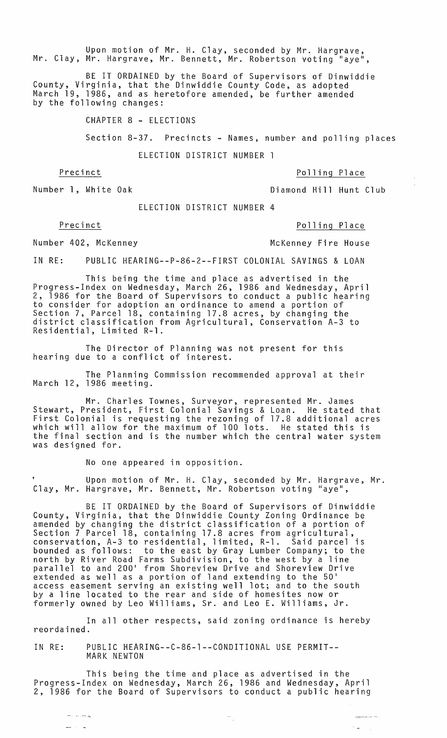Upon motion of Mr. H. Clay, seconded by Mr. Hargrave, Mr. Clay, Mr. Hargrave, Mr. Bennett, Mr. Robertson voting "aye",

BE IT ORDAINED by the Board of Supervisors of Dinwiddie County, Virginia, that the Dinwiddie County Code, as adopted March 19, 1986, and as heretofore amended, be further amended by the following changes:

CHAPTER 8 - ELECTIONS

Section 8-37. Precincts - Names, number and polling places

ELECTION DISTRICT NUMBER 1

| Precinct | Polling Place |
|---|---|
| Number 1, White Oak | Diamond Hill Hunt Club |

ELECTION DISTRICT NUMBER 4

| Precinct | Polling Place |
|---|---|
| Number 402, McKenney | McKenney Fire House |

IN RE: PUBLIC HEARING--P-86-2--FIRST COLONIAL SAVINGS & LOAN

This being the time and place as advertised in the Progress-Index on Wednesday, March 26, 1986 and Wednesday, April 2, 1986 for the Board of Supervisors to conduct a public hearing to consider for adoption an ordinance to amend a portion of Section 7, Parcel 18, containing 17.8 acres, by changing the district classification from Agricultural, Conservation A-3 to Residential, Limited R-1.

The Director of Planning was not present for this hearing due to a conflict of interest.

The Planning Commission recommended approval at their March 12, 1986 meeting.

Mr. Charles Townes, Surveyor, represented Mr. James Stewart, President, First Colonial Savings & Loan. He stated that First Colonial is requesting the rezoning of 17.8 additional acres which will allow for the maximum of 100 lots. He stated this is the final section and is the number which the central water system was designed for.

No one appeared in opposition.

Upon motion of Mr. H. Clay, seconded by Mr. Hargrave, Mr. Clay, Mr. Hargrave, Mr. Bennett, Mr. Robertson voting "aye",

BE IT ORDAINED by the Board of Supervisors of Dinwiddie County, Virginia, that the Dinwiddie County Zoning Ordinance be amended by changing the district classification of a portion of Section 7 Parcel 18, containing 17.8 acres from agricultural, conservation, A-3 to residential, limited, R-1. Said parcel is bounded as follows: to the east by Gray Lumber Company; to the north by River Road Farms Subdivision, to the west by a line parallel to and 200' from Shoreview Drive and Shoreview Drive extended as well as a portion of land extending to the 50' access easement serving an existing well lot; and to the south by a line located to the rear and side of homesites now or formerly owned by Leo Williams, Sr. and Leo E. Williams, Jr.

In all other respects, said zoning ordinance is hereby reordained.

IN RE: PUBLIC HEARING--C-86-1--CONDITIONAL USE PERMIT--MARK NEWTON

This being the time and place as advertised in the Progress-Index on Wednesday, March 26, 1986 and Wednesday, April 2, 1986 for the Board of Supervisors to conduct a public hearing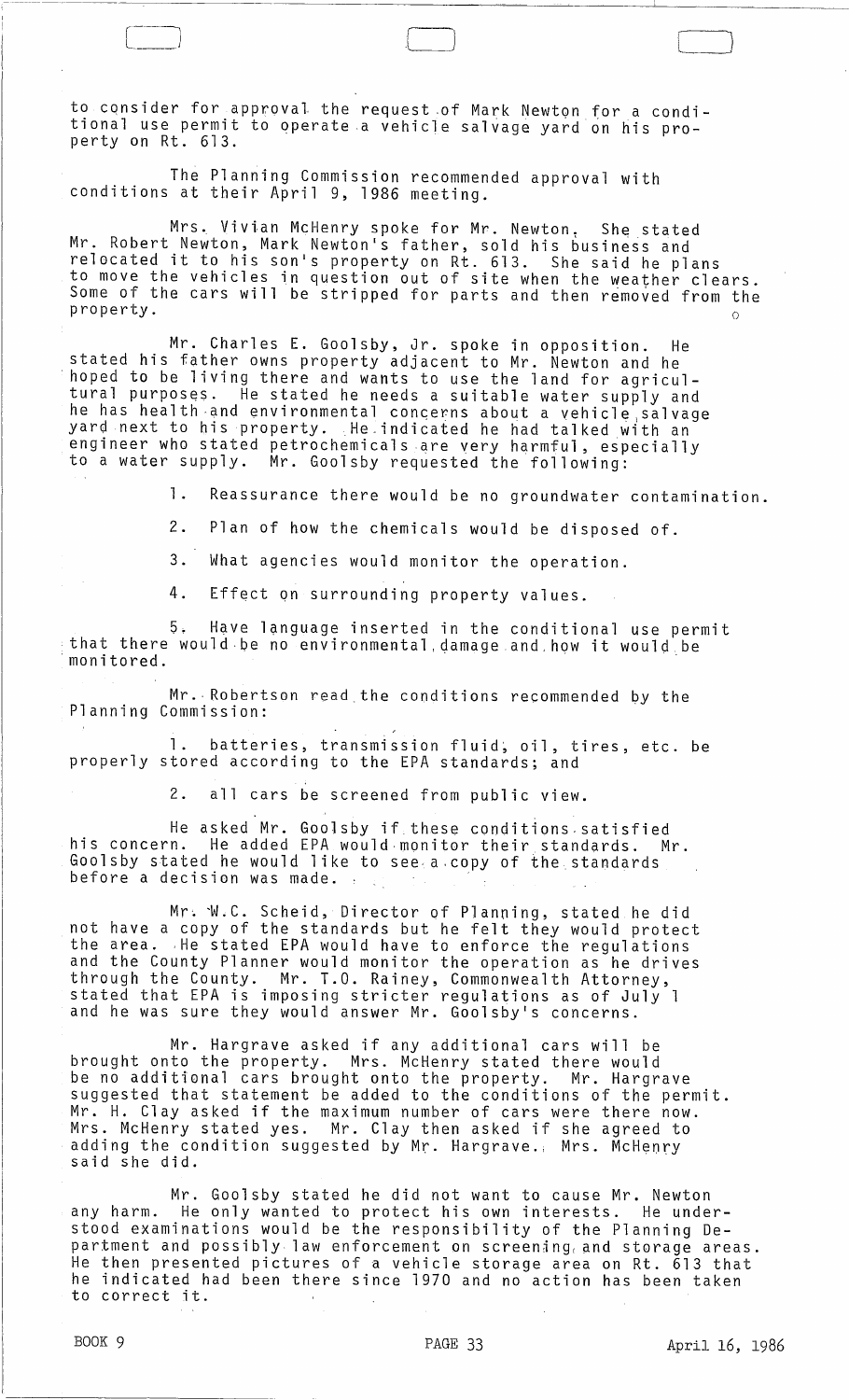to consider for approval the request of Mark Newton for a conditional use permit to operate a vehicle salvage yard on his property on Rt. 613.

The Planning Commission recommended approval with conditions at their April 9, 1986 meeting.

Mrs. Vivian McHenry spoke for Mr. Newton. She stated Mr. Robert Newton, Mark Newton's father, sold his business and relocated it to his son's property on Rt. 613. She said he plans to move the vehicles in question out of site when the weather clears. Some of the cars will be stripped for parts and then removed from the property.

Mr. Charles E. Goolsby, Jr. spoke in opposition. He stated his father owns property adjacent to Mr. Newton and he hoped to be living there and wants to use the land for agricultural purposes. He stated he needs a suitable water supply and he has health and environmental concerns about a vehicle salvage yard next to his property. He indicated he had talked with an engineer who stated petrochemicals are very harmful, especially to a water supply. Mr. Goolsby requested the following:

1. Reassurance there would be no groundwater contamination.

2. Plan of how the chemicals would be disposed of.

3. What agencies would monitor the operation.

4. Effect on surrounding property values.

5. Have language inserted in the conditional use permit that there would be no environmental damage and how it would be monitored.

Mr. Robertson read the conditions recommended by the Planning Commission:

1. batteries, transmission fluid, oil, tires, etc. be properly stored according to the EPA standards; and

2. all cars be screened from public view.

He asked Mr. Goolsby if these conditions satisfied his concern. He added EPA would monitor their standards. Mr. Goolsby stated he would like to see a copy of the standards before a decision was made.

Mr. W.C. Scheid, Director of Planning, stated he did not have a copy of the standards but he felt they would protect the area. He stated EPA would have to enforce the regulations and the County Planner would monitor the operation as he drives through the County. Mr. T.O. Rainey, Commonwealth Attorney, stated that EPA is imposing stricter regulations as of July 1 and he was sure they would answer Mr. Goolsby's concerns.

Mr. Hargrave asked if any additional cars will be brought onto the property. Mrs. McHenry stated there would be no additional cars brought onto the property. Mr. Hargrave suggested that statement be added to the conditions of the permit. Mr. H. Clay asked if the maximum number of cars were there now. Mrs. McHenry stated yes. Mr. Clay then asked if she agreed to adding the condition suggested by Mr. Hargrave. Mrs. McHenry said she did.

Mr. Goolsby stated he did not want to cause Mr. Newton any harm. He only wanted to protect his own interests. He understood examinations would be the responsibility of the Planning Department and possibly law enforcement on screening and storage areas. He then presented pictures of a vehicle storage area on Rt. 613 that he indicated had been there since 1970 and no action has been taken to correct it.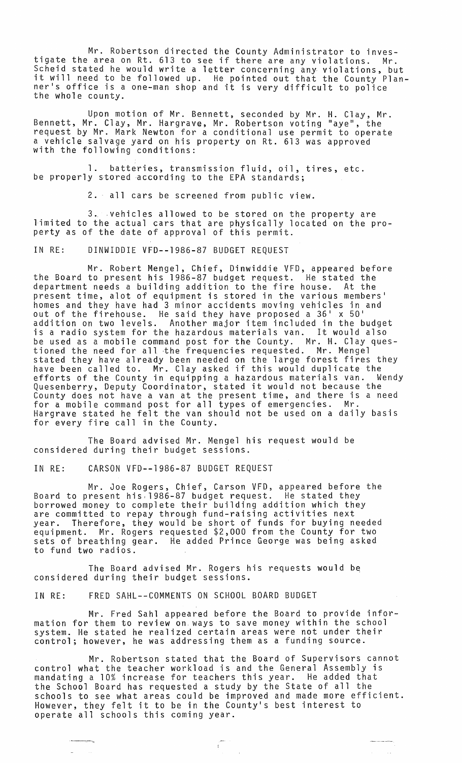Mr. Robertson directed the County Administrator to investigate the area on Rt. 613 to see if there are any violations. Mr. Scheid stated he would write a letter concerning any violations, but it will need to be followed up. He pointed out that the County Planner's office is a one-man shop and it is very difficult to police the whole county.

Upon motion of Mr. Bennett, seconded by Mr. H. Clay, Mr. Bennett, Mr. Clay, Mr. Hargrave, Mr. Robertson voting "aye", the request by Mr. Mark Newton for a conditional use permit to operate a vehicle salvage yard on his property on Rt. 613 was approved with the following conditions:

1. batteries, transmission fluid, oil, tires, etc. be properly stored according to the EPA standards;

2. all cars be screened from public view.

3. vehicles allowed to be stored on the property are limited to the actual cars that are physically located on the property as of the date of approval of this permit.

IN RE: DINWIDDIE VFD--1986-87 BUDGET REQUEST

Mr. Robert Mengel, Chief, Dinwiddie VFD, appeared before the Board to present his 1986-87 budget request. He stated the department needs a building addition to the fire house. At the present time, alot of equipment is stored in the various members' homes and they have had 3 minor accidents moving vehicles in and out of the firehouse. He said they have proposed a 36' x 50' addition on two levels. Another major item included in the budget is a radio system for the hazardous materials van. It would also be used as a mobile command post for the County. Mr. H. Clay questioned the need for all the frequencies requested. Mr. Mengel stated they have already been needed on the large forest fires they have been called to. Mr. Clay asked if this would duplicate the efforts of the County in equipping a hazardous materials van. Wendy Quesenberry, Deputy Coordinator, stated it would not because the County does not have a van at the present time, and there is a need for a mobile command post for all types of emergencies. Mr. Hargrave stated he felt the van should not be used on a daily basis for every fire call in the County.

The Board advised Mr. Mengel his request would be considered during their budget sessions.

IN RE: CARSON VFD--1986-87 BUDGET REQUEST

Mr. Joe Rogers, Chief, Carson VFD, appeared before the Board to present his 1986-87 budget request. He stated they borrowed money to complete their building addition which they are committed to repay through fund-raising activities next year. Therefore, they would be short of funds for buying needed equipment. Mr. Rogers requested $2,000 from the County for two sets of breathing gear. He added Prince George was being asked to fund two radios.

The Board advised Mr. Rogers his requests would be considered during their budget sessions.

IN RE: FRED SAHL--COMMENTS ON SCHOOL BOARD BUDGET

Mr. Fred Sahl appeared before the Board to provide information for them to review on ways to save money within the school system. He stated he realized certain areas were not under their control; however, he was addressing them as a funding source.

Mr. Robertson stated that the Board of Supervisors cannot control what the teacher workload is and the General Assembly is mandating a 10% increase for teachers this year. He added that the School Board has requested a study by the State of all the schools to see what areas could be improved and made more efficient. However, they felt it to be in the County's best interest to operate all schools this coming year.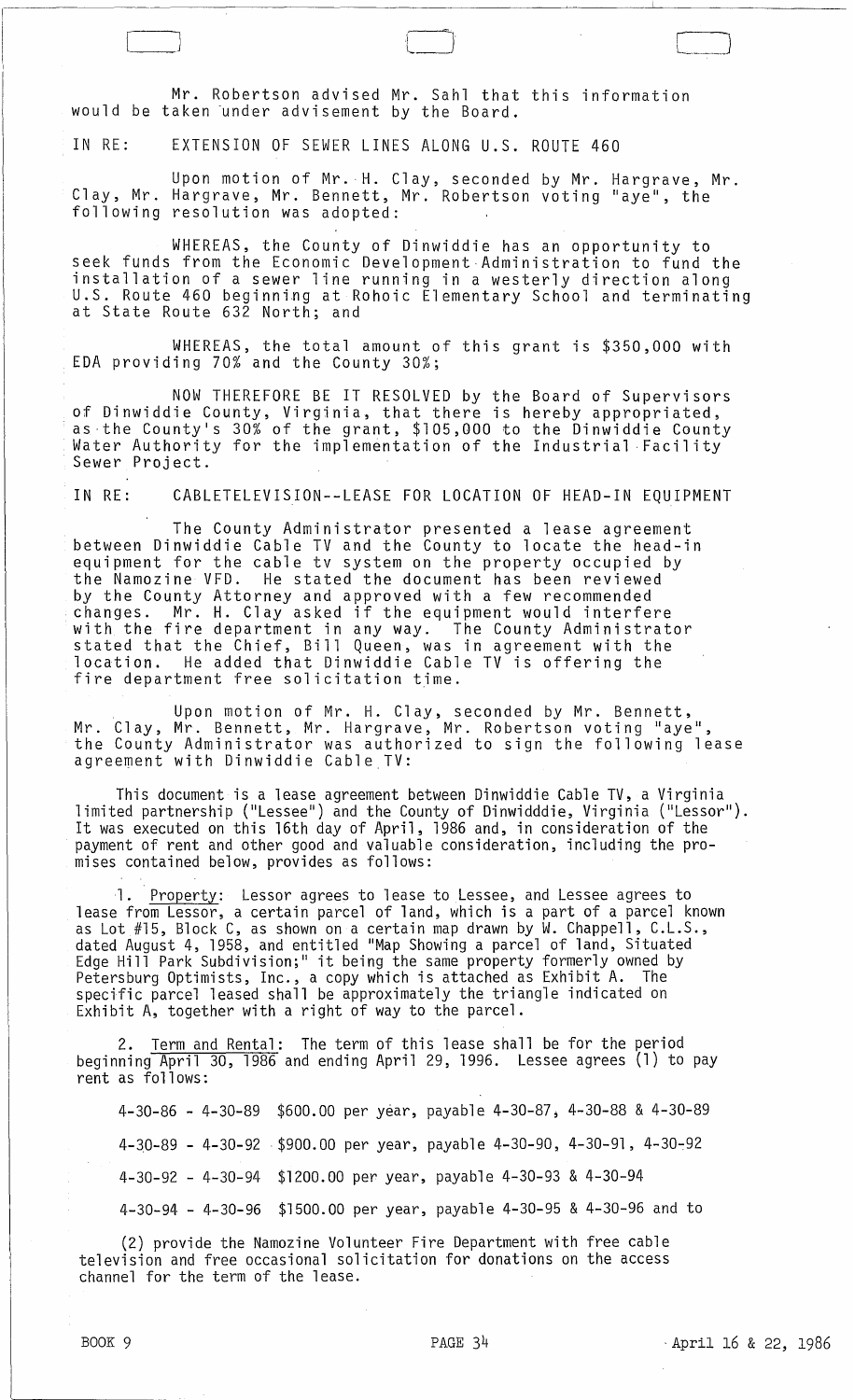Mr. Robertson advised Mr. Sahl that this information would be taken under advisement by the Board.

IN RE: EXTENSION OF SEWER LINES ALONG U.S. ROUTE 460

Upon motion of Mr. H. Clay, seconded by Mr. Hargrave, Mr. Clay, Mr. Hargrave, Mr. Bennett, Mr. Robertson voting "aye", the following resolution was adopted:

WHEREAS, the County of Dinwiddie has an opportunity to seek funds from the Economic Development Administration to fund the installation of a sewer line running in a westerly direction along U.S. Route 460 beginning at Rohoic Elementary School and terminating at State Route 632 North; and

WHEREAS, the total amount of this grant is $350,000 with EDA providing 70% and the County 30%;

NOW THEREFORE BE IT RESOLVED by the Board of Supervisors of Dinwiddie County, Virginia, that there is hereby appropriated, as the County's 30% of the grant, $105,000 to the Dinwiddie County Water Authority for the implementation of the Industrial Facility Sewer Project.

IN RE: CABLETELEVISION--LEASE FOR LOCATION OF HEAD-IN EQUIPMENT

The County Administrator presented a lease agreement between Dinwiddie Cable TV and the County to locate the head-in equipment for the cable tv system on the property occupied by the Namozine VFD. He stated the document has been reviewed by the County Attorney and approved with a few recommended changes. Mr. H. Clay asked if the equipment would interfere with the fire department in any way. The County Administrator stated that the Chief, Bill Queen, was in agreement with the location. He added that Dinwiddie Cable TV is offering the fire department free solicitation time.

Upon motion of Mr. H. Clay, seconded by Mr. Bennett, Mr. Clay, Mr. Bennett, Mr. Hargrave, Mr. Robertson voting "aye", the County Administrator was authorized to sign the following lease agreement with Dinwiddie Cable TV:

This document is a lease agreement between Dinwiddie Cable TV, a Virginia limited partnership ("Lessee") and the County of Dinwidddie, Virginia ("Lessor"). It was executed on this 16th day of April, 1986 and, in consideration of the payment of rent and other good and valuable consideration, including the promises contained below, provides as follows:

1. Property: Lessor agrees to lease to Lessee, and Lessee agrees to lease from Lessor, a certain parcel of land, which is a part of a parcel known as Lot #15, Block C, as shown on a certain map drawn by W. Chappell, C.L.S., dated August 4, 1958, and entitled "Map Showing a parcel of land, Situated Edge Hill Park Subdivision;" it being the same property formerly owned by Petersburg Optimists, Inc., a copy which is attached as Exhibit A. The specific parcel leased shall be approximately the triangle indicated on Exhibit A, together with a right of way to the parcel.

2. Term and Rental: The term of this lease shall be for the period beginning April 30, 1986 and ending April 29, 1996. Lessee agrees (1) to pay rent as follows:

4-30-86 - 4-30-89 $600.00 per year, payable 4-30-87, 4-30-88 & 4-30-89

4-30-89 - 4-30-92 $900.00 per year, payable 4-30-90, 4-30-91, 4-30-92

4-30-92 - 4-30-94 $1200.00 per year, payable 4-30-93 & 4-30-94

4-30-94 - 4-30-96 $1500.00 per year, payable 4-30-95 & 4-30-96 and to

(2) provide the Namozine Volunteer Fire Department with free cable television and free occasional solicitation for donations on the access channel for the term of the lease.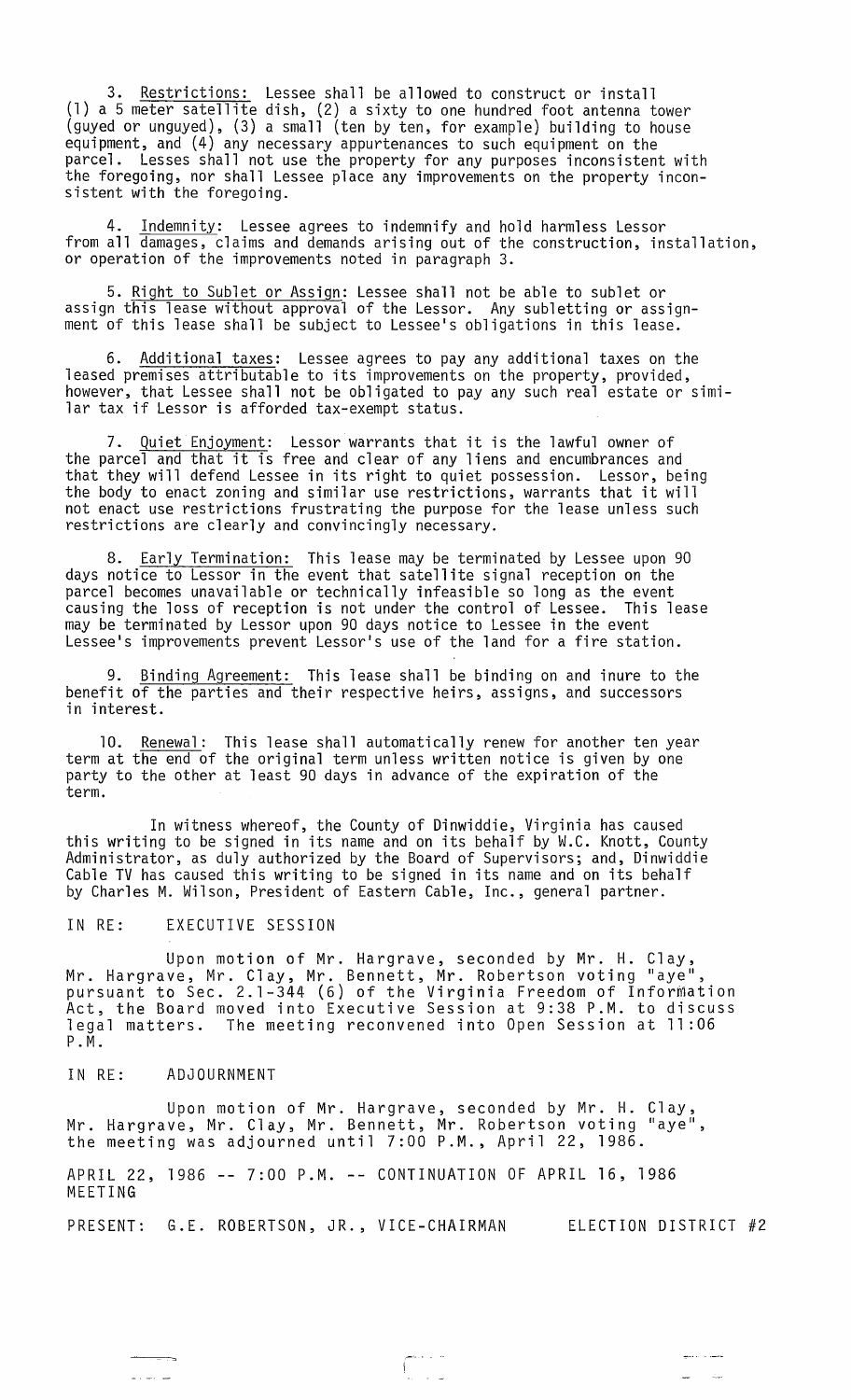3. Restrictions: Lessee shall be allowed to construct or install (1) a 5 meter satellite dish, (2) a sixty to one hundred foot antenna tower (guyed or unguyed), (3) a small (ten by ten, for example) building to house equipment, and (4) any necessary appurtenances to such equipment on the parcel. Lesses shall not use the property for any purposes inconsistent with the foregoing, nor shall Lessee place any improvements on the property inconsistent with the foregoing.

4. Indemnity: Lessee agrees to indemnify and hold harmless Lessor from all damages, claims and demands arising out of the construction, installation, or operation of the improvements noted in paragraph 3.

5. Right to Sublet or Assign: Lessee shall not be able to sublet or assign this lease without approval of the Lessor. Any subletting or assignment of this lease shall be subject to Lessee's obligations in this lease.

6. Additional taxes: Lessee agrees to pay any additional taxes on the leased premises attributable to its improvements on the property, provided, however, that Lessee shall not be obligated to pay any such real estate or similar tax if Lessor is afforded tax-exempt status.

7. Quiet Enjoyment: Lessor warrants that it is the lawful owner of the parcel and that it is free and clear of any liens and encumbrances and that they will defend Lessee in its right to quiet possession. Lessor, being the body to enact zoning and similar use restrictions, warrants that it will not enact use restrictions frustrating the purpose for the lease unless such restrictions are clearly and convincingly necessary.

8. Early Termination: This lease may be terminated by Lessee upon 90 days notice to Lessor in the event that satellite signal reception on the parcel becomes unavailable or technically infeasible so long as the event causing the loss of reception is not under the control of Lessee. This lease may be terminated by Lessor upon 90 days notice to Lessee in the event Lessee's improvements prevent Lessor's use of the land for a fire station.

9. Binding Agreement: This lease shall be binding on and inure to the benefit of the parties and their respective heirs, assigns, and successors in interest.

10. Renewal: This lease shall automatically renew for another ten year term at the end of the original term unless written notice is given by one party to the other at least 90 days in advance of the expiration of the term.

In witness whereof, the County of Dinwiddie, Virginia has caused this writing to be signed in its name and on its behalf by W.C. Knott, County Administrator, as duly authorized by the Board of Supervisors; and, Dinwiddie Cable TV has caused this writing to be signed in its name and on its behalf by Charles M. Wilson, President of Eastern Cable, Inc., general partner.

IN RE: EXECUTIVE SESSION

Upon motion of Mr. Hargrave, seconded by Mr. H. Clay, Mr. Hargrave, Mr. Clay, Mr. Bennett, Mr. Robertson voting "aye", pursuant to Sec. 2.1-344 (6) of the Virginia Freedom of Information Act, the Board moved into Executive Session at 9:38 P.M. to discuss legal matters. The meeting reconvened into Open Session at 11:06 P.M.

IN RE: ADJOURNMENT

Upon motion of Mr. Hargrave, seconded by Mr. H. Clay, Mr. Hargrave, Mr. Clay, Mr. Bennett, Mr. Robertson voting "aye", the meeting was adjourned until 7:00 P.M., April 22, 1986.

APRIL 22, 1986 -- 7:00 P.M. -- CONTINUATION OF APRIL 16, 1986 MEETING

PRESENT: G.E. ROBERTSON, JR., VICE-CHAIRMAN ELECTION DISTRICT #2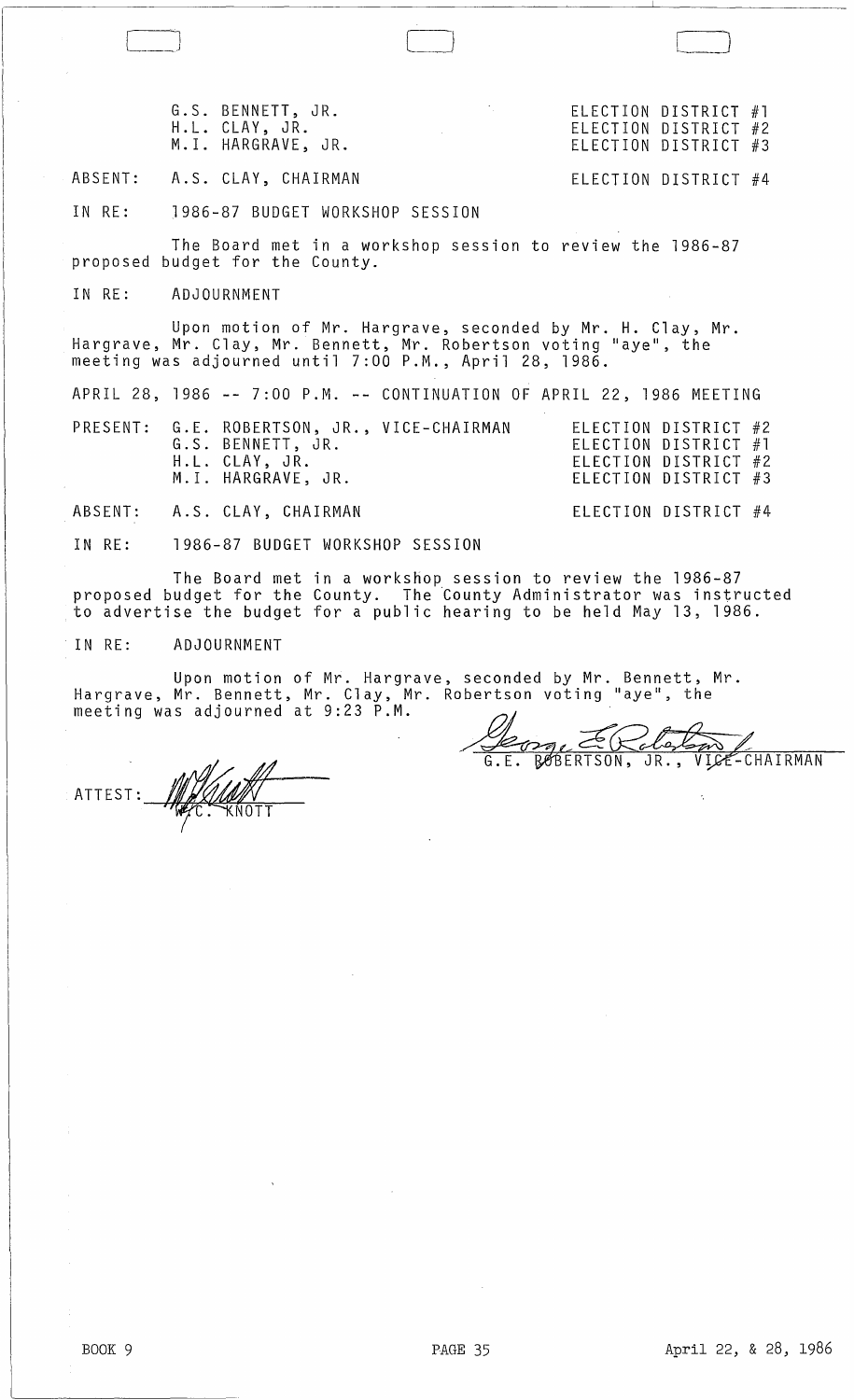| | |
|---|---|
| G.S. BENNETT, JR. | ELECTION DISTRICT #1 |
| H.L. CLAY, JR. | ELECTION DISTRICT #2 |
| M.I. HARGRAVE, JR. | ELECTION DISTRICT #3 |

ABSENT: A.S. CLAY, CHAIRMAN — ELECTION DISTRICT #4

IN RE: 1986-87 BUDGET WORKSHOP SESSION

The Board met in a workshop session to review the 1986-87 proposed budget for the County.

IN RE: ADJOURNMENT

Upon motion of Mr. Hargrave, seconded by Mr. H. Clay, Mr. Hargrave, Mr. Clay, Mr. Bennett, Mr. Robertson voting "aye", the meeting was adjourned until 7:00 P.M., April 28, 1986.

APRIL 28, 1986 -- 7:00 P.M. -- CONTINUATION OF APRIL 22, 1986 MEETING

| | | |
|---|---|---|
| PRESENT: | G.E. ROBERTSON, JR., VICE-CHAIRMAN | ELECTION DISTRICT #2 |
| | G.S. BENNETT, JR. | ELECTION DISTRICT #1 |
| | H.L. CLAY, JR. | ELECTION DISTRICT #2 |
| | M.I. HARGRAVE, JR. | ELECTION DISTRICT #3 |

ABSENT: A.S. CLAY, CHAIRMAN — ELECTION DISTRICT #4

IN RE: 1986-87 BUDGET WORKSHOP SESSION

The Board met in a workshop session to review the 1986-87 proposed budget for the County. The County Administrator was instructed to advertise the budget for a public hearing to be held May 13, 1986.

IN RE: ADJOURNMENT

Upon motion of Mr. Hargrave, seconded by Mr. Bennett, Mr. Hargrave, Mr. Bennett, Mr. Clay, Mr. Robertson voting "aye", the meeting was adjourned at 9:23 P.M.

G.E. ROBERTSON, JR., VICE-CHAIRMAN

ATTEST: W.C. KNOTT

BOOK 9 — PAGE 35 — April 22, & 28, 1986